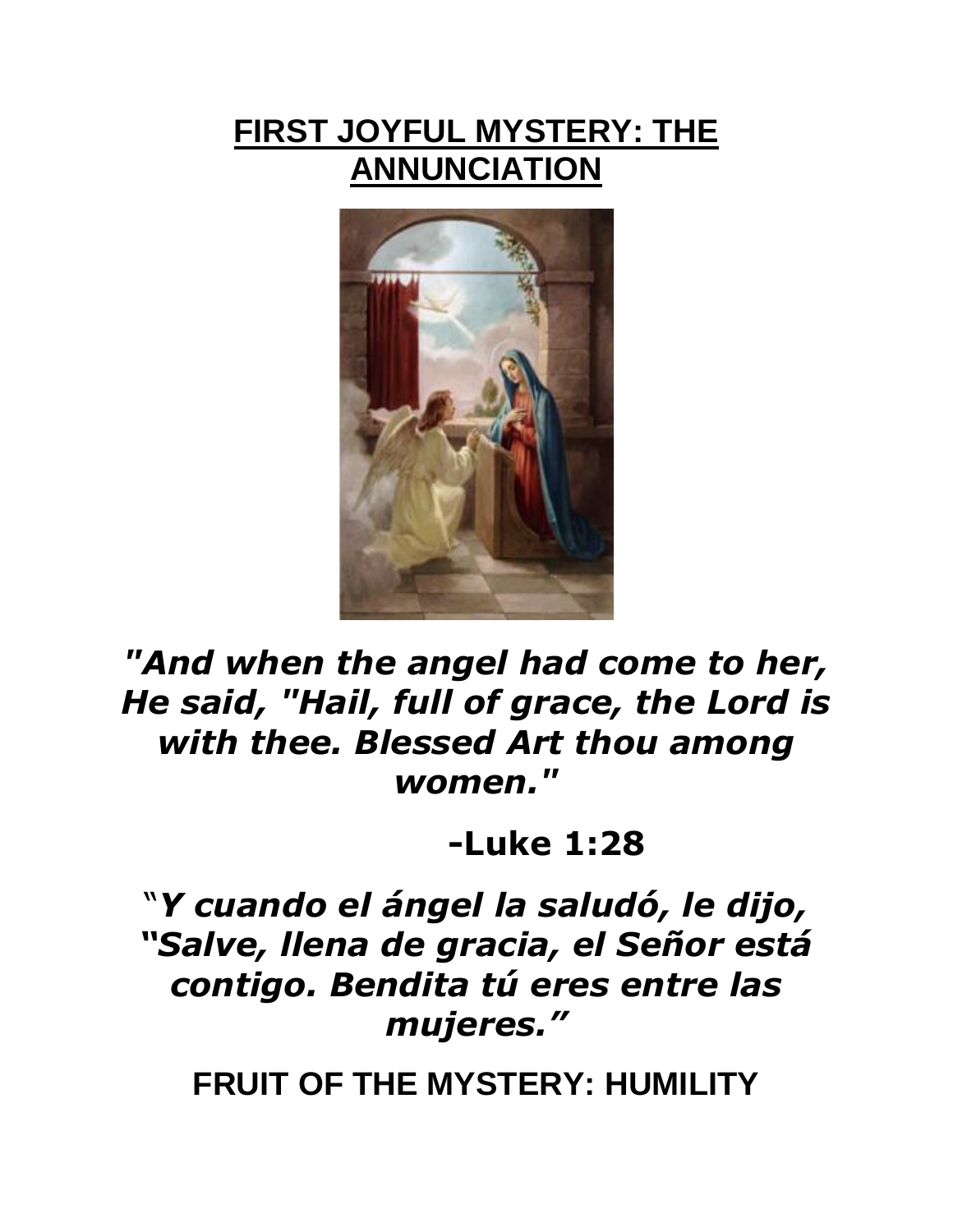# FIRST JOYFUL MYSTERY: THE ANNUNCIATION

***"And when the angel had come to her, He said, "Hail, full of grace, the Lord is with thee. Blessed Art thou among women."***

**-Luke 1:28**

*"**Y cuando el ángel la saludó, le dijo, "Salve, llena de gracia, el Señor está contigo. Bendita tú eres entre las mujeres."***

**FRUIT OF THE MYSTERY: HUMILITY**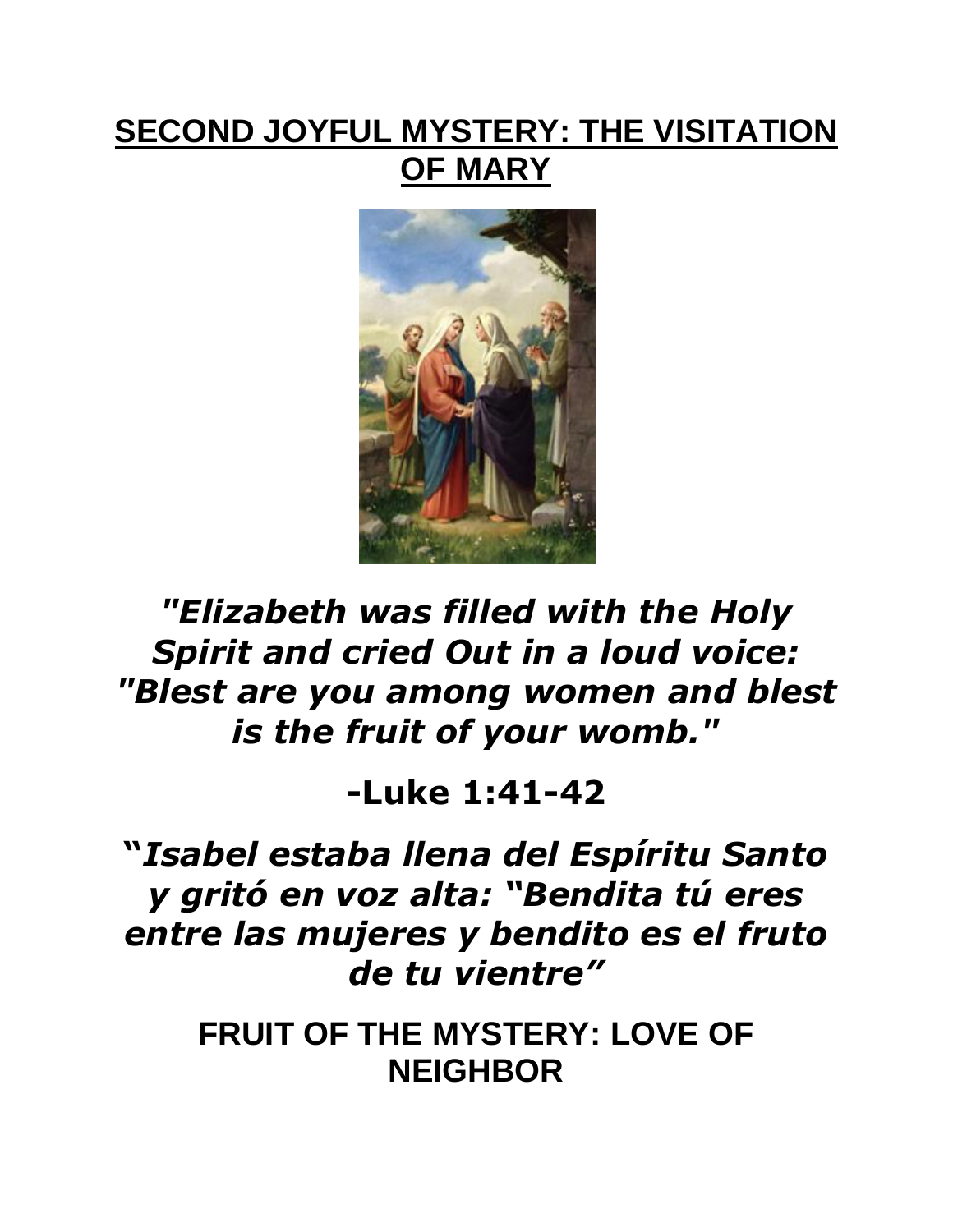## SECOND JOYFUL MYSTERY: THE VISITATION OF MARY

***"Elizabeth was filled with the Holy Spirit and cried Out in a loud voice: "Blest are you among women and blest is the fruit of your womb."***

**-Luke 1:41-42**

***"Isabel estaba llena del Espíritu Santo y gritó en voz alta: "Bendita tú eres entre las mujeres y bendito es el fruto de tu vientre"***

**FRUIT OF THE MYSTERY: LOVE OF NEIGHBOR**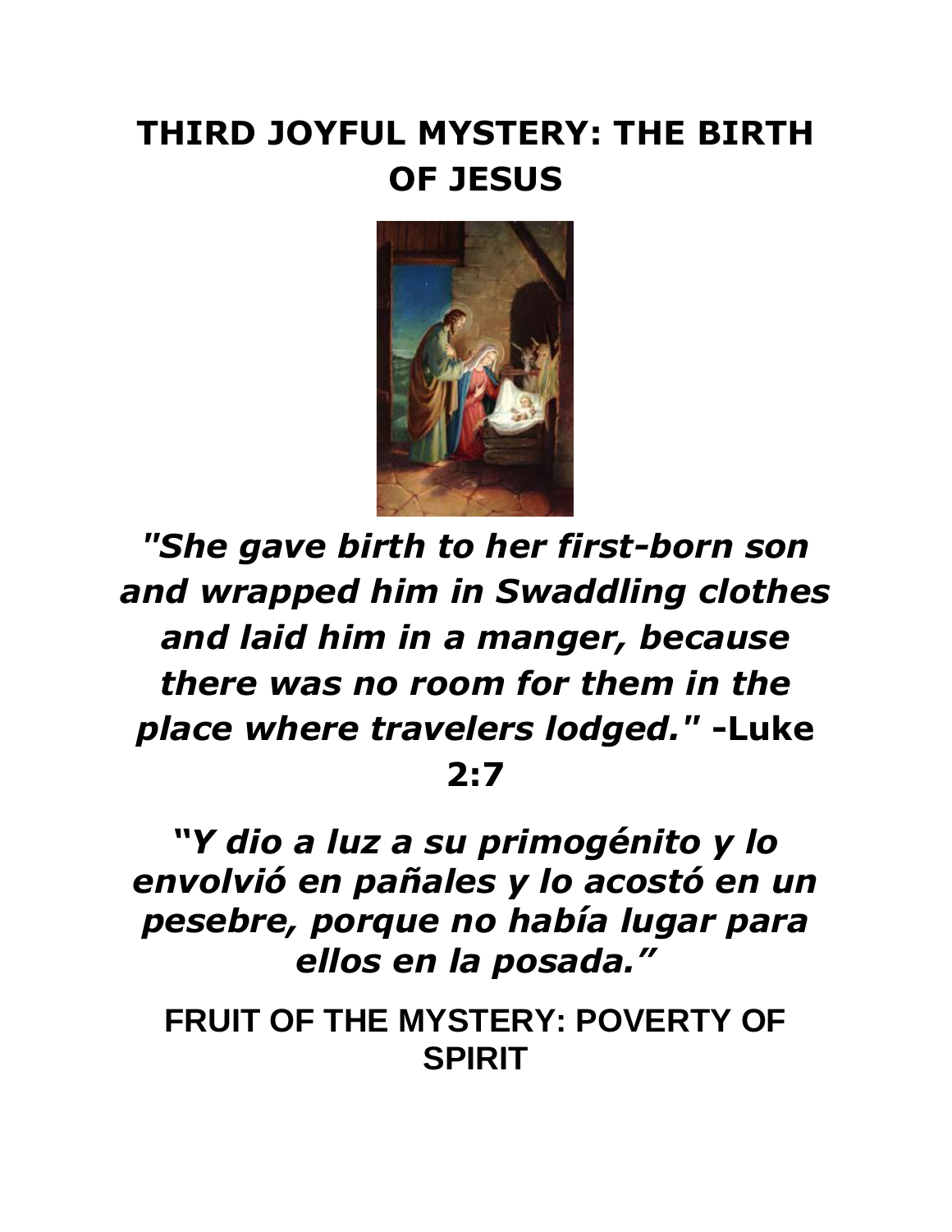# THIRD JOYFUL MYSTERY: THE BIRTH OF JESUS

*"She gave birth to her first-born son and wrapped him in Swaddling clothes and laid him in a manger, because there was no room for them in the place where travelers lodged."* **-Luke 2:7**

*"Y dio a luz a su primogénito y lo envolvió en pañales y lo acostó en un pesebre, porque no había lugar para ellos en la posada."*

**FRUIT OF THE MYSTERY: POVERTY OF SPIRIT**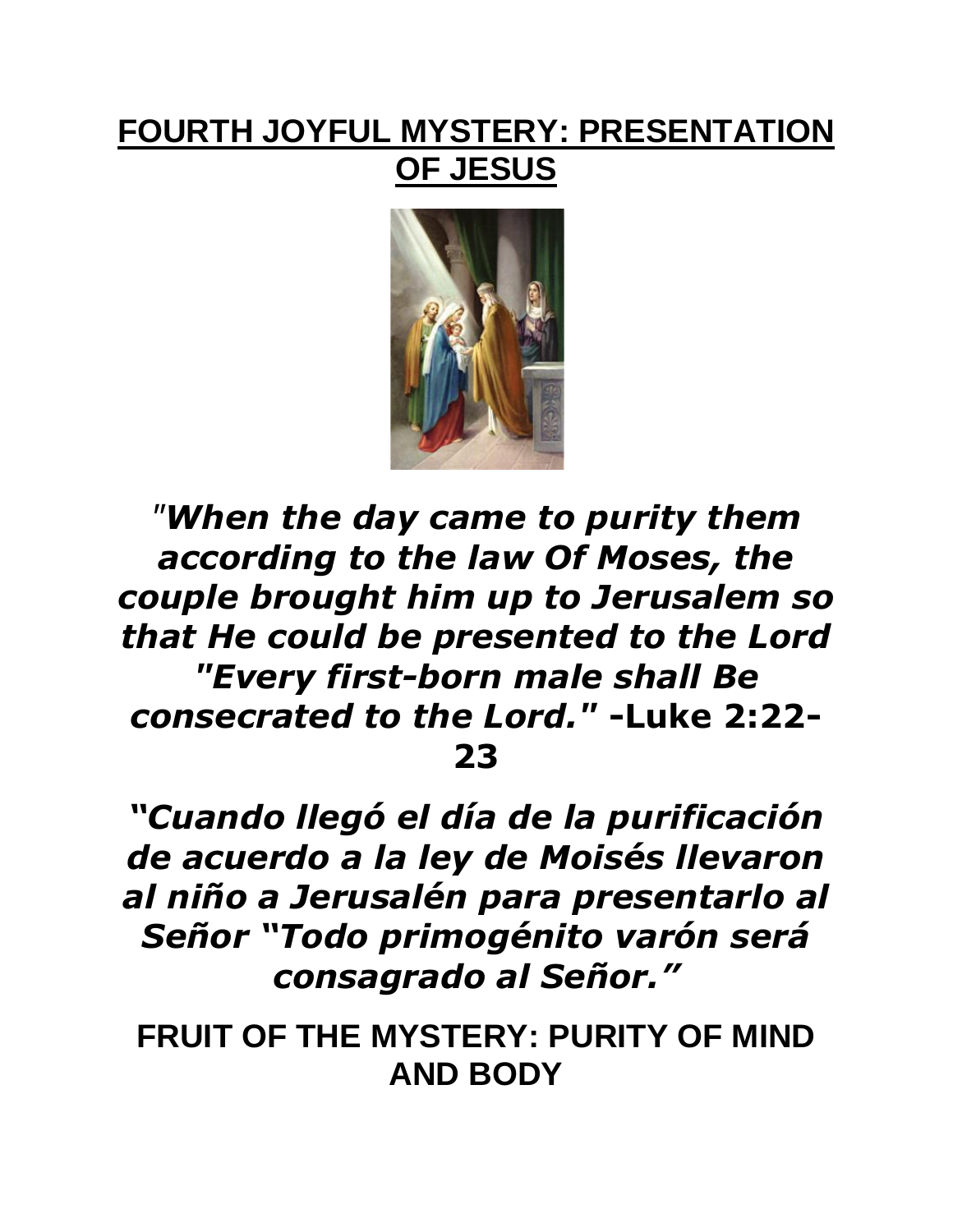# FOURTH JOYFUL MYSTERY: PRESENTATION OF JESUS

*"When the day came to purity them according to the law Of Moses, the couple brought him up to Jerusalem so that He could be presented to the Lord "Every first-born male shall Be consecrated to the Lord."* **-Luke 2:22-23**

*"Cuando llegó el día de la purificación de acuerdo a la ley de Moisés llevaron al niño a Jerusalén para presentarlo al Señor "Todo primogénito varón será consagrado al Señor."*

**FRUIT OF THE MYSTERY: PURITY OF MIND AND BODY**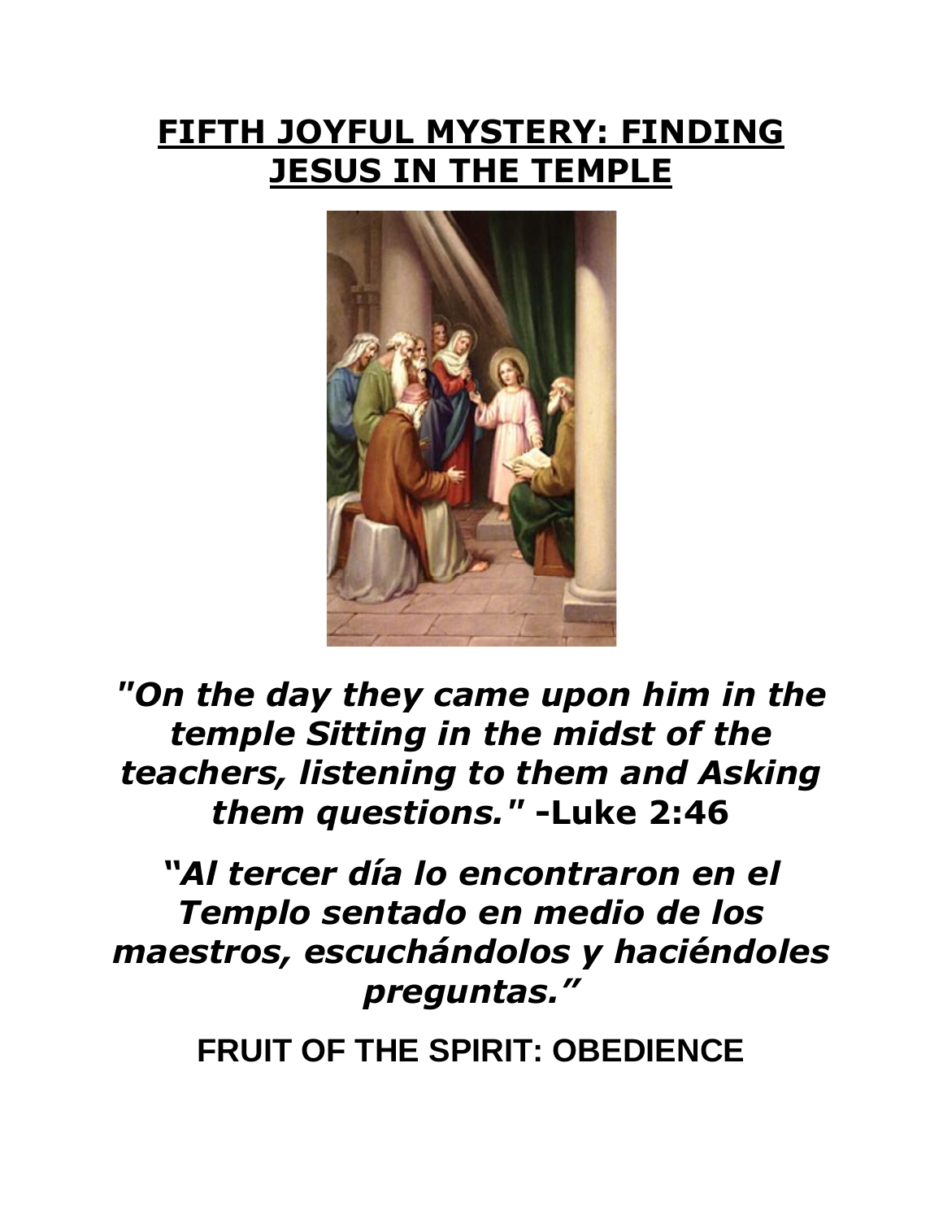# FIFTH JOYFUL MYSTERY: FINDING JESUS IN THE TEMPLE

***"On the day they came upon him in the temple Sitting in the midst of the teachers, listening to them and Asking them questions."*** **-Luke 2:46**

***"Al tercer día lo encontraron en el Templo sentado en medio de los maestros, escuchándolos y haciéndoles preguntas."***

**FRUIT OF THE SPIRIT: OBEDIENCE**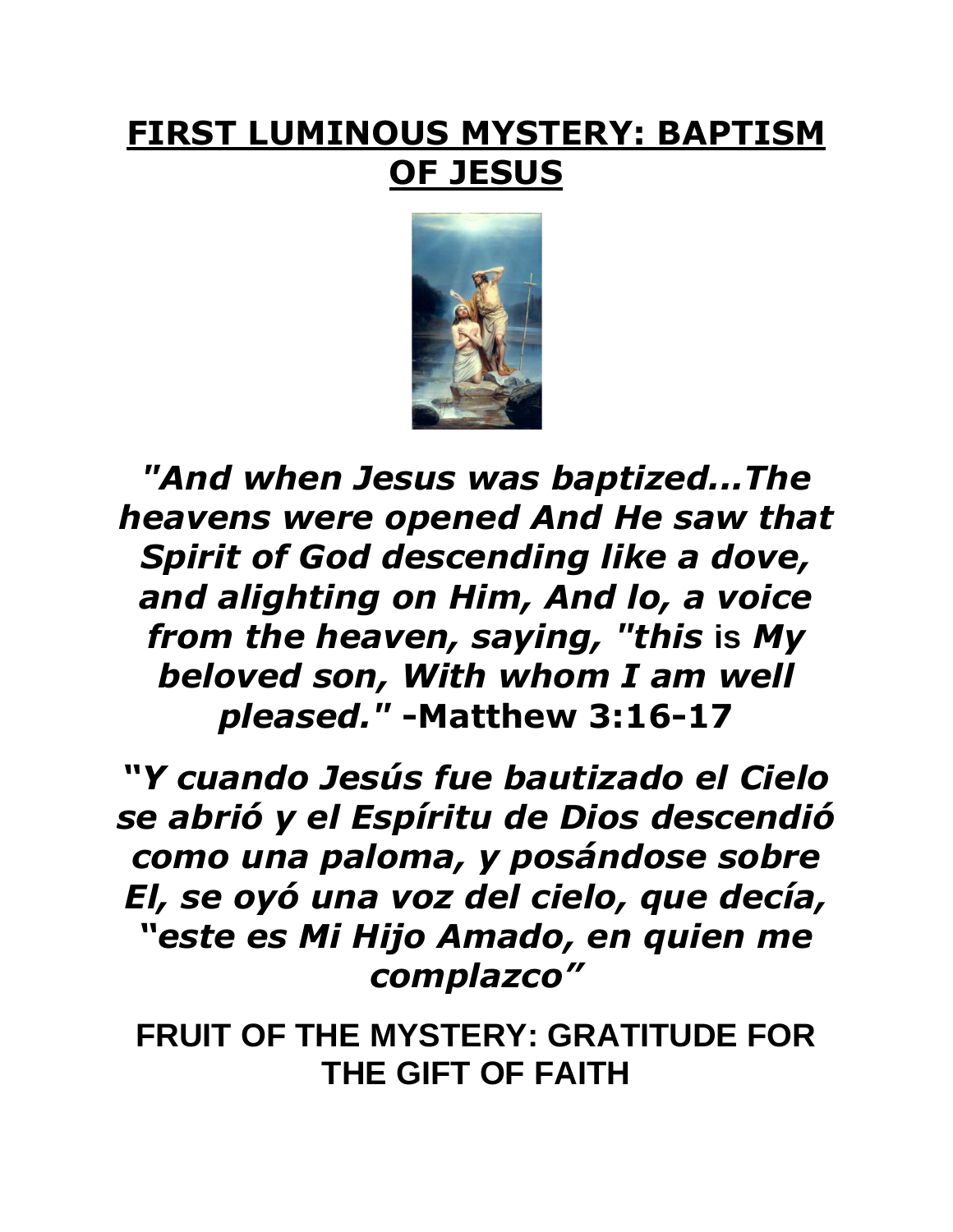# **FIRST LUMINOUS MYSTERY: BAPTISM OF JESUS**

***"And when Jesus was baptized...The heavens were opened And He saw that Spirit of God descending like a dove, and alighting on Him, And lo, a voice from the heaven, saying, "this* is *My beloved son, With whom I am well pleased."* -Matthew 3:16-17**

***"Y cuando Jesús fue bautizado el Cielo se abrió y el Espíritu de Dios descendió como una paloma, y posándose sobre El, se oyó una voz del cielo, que decía, "este es Mi Hijo Amado, en quien me complazco"***

**FRUIT OF THE MYSTERY: GRATITUDE FOR THE GIFT OF FAITH**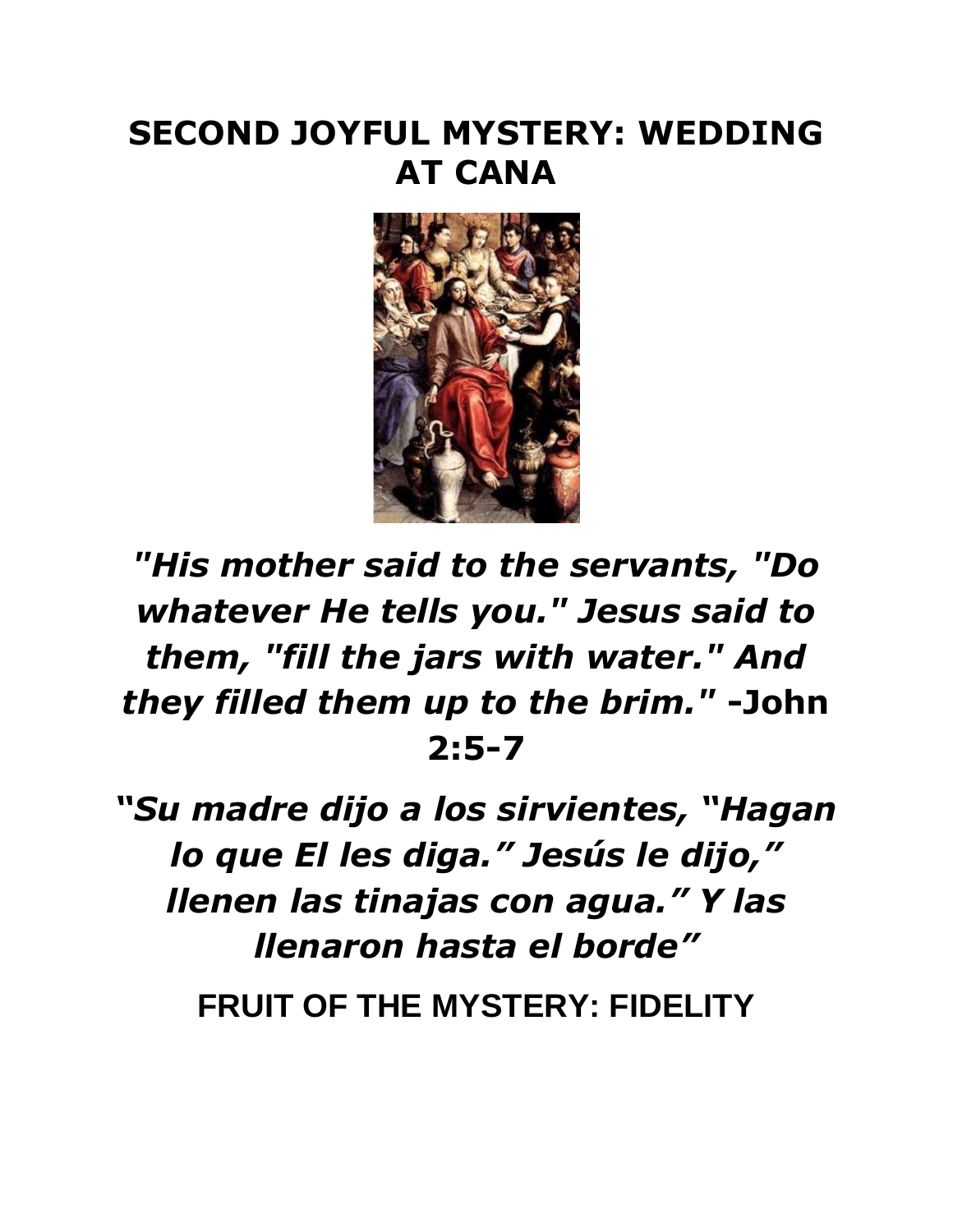# SECOND JOYFUL MYSTERY: WEDDING AT CANA

*"His mother said to the servants, "Do whatever He tells you." Jesus said to them, "fill the jars with water." And they filled them up to the brim."* **-John 2:5-7**

*"Su madre dijo a los sirvientes, "Hagan lo que El les diga." Jesús le dijo," llenen las tinajas con agua." Y las llenaron hasta el borde"*

**FRUIT OF THE MYSTERY: FIDELITY**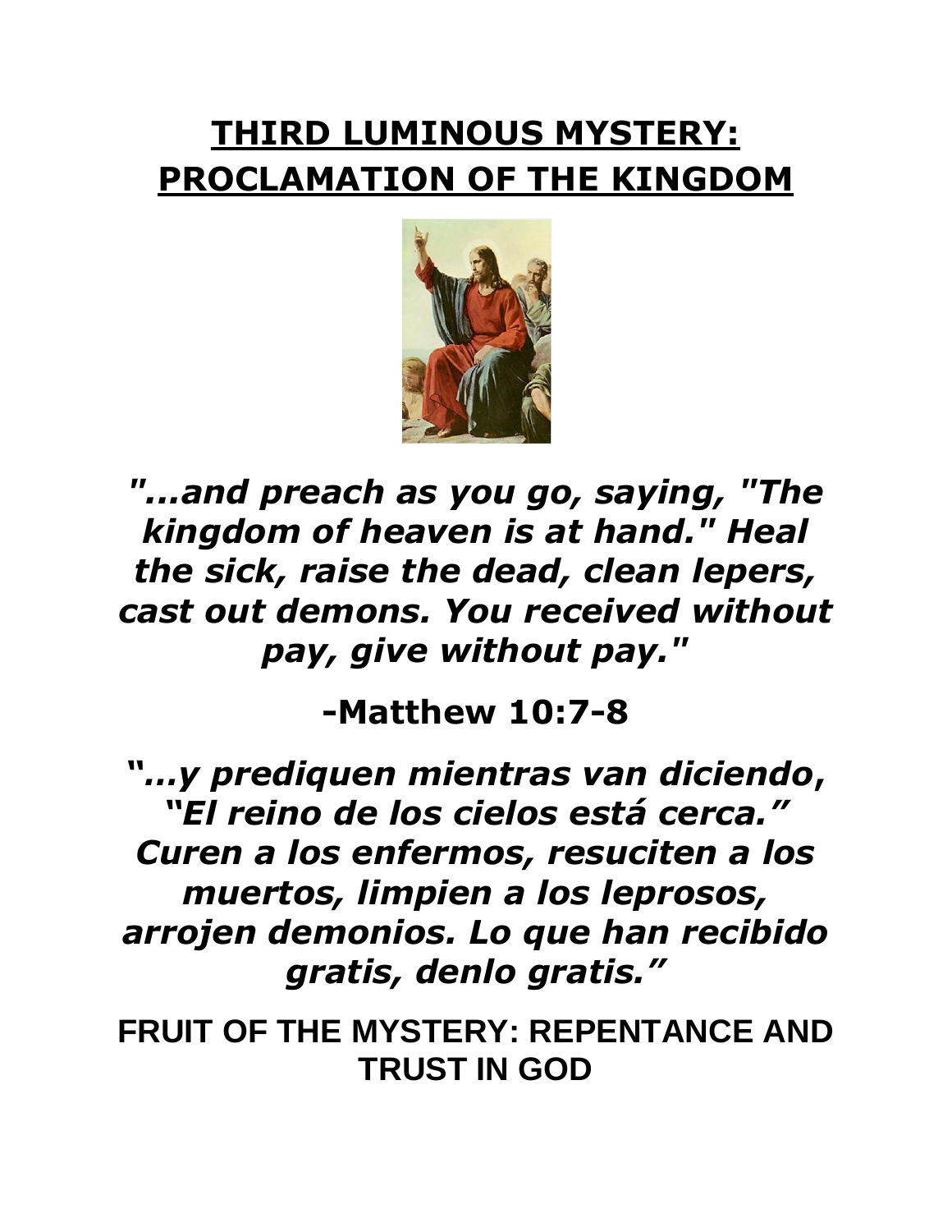# THIRD LUMINOUS MYSTERY: PROCLAMATION OF THE KINGDOM

***"...and preach as you go, saying, "The kingdom of heaven is at hand." Heal the sick, raise the dead, clean lepers, cast out demons. You received without pay, give without pay."***

**-Matthew 10:7-8**

***"...y prediquen mientras van diciendo, "El reino de los cielos está cerca." Curen a los enfermos, resuciten a los muertos, limpien a los leprosos, arrojen demonios. Lo que han recibido gratis, denlo gratis."***

**FRUIT OF THE MYSTERY: REPENTANCE AND TRUST IN GOD**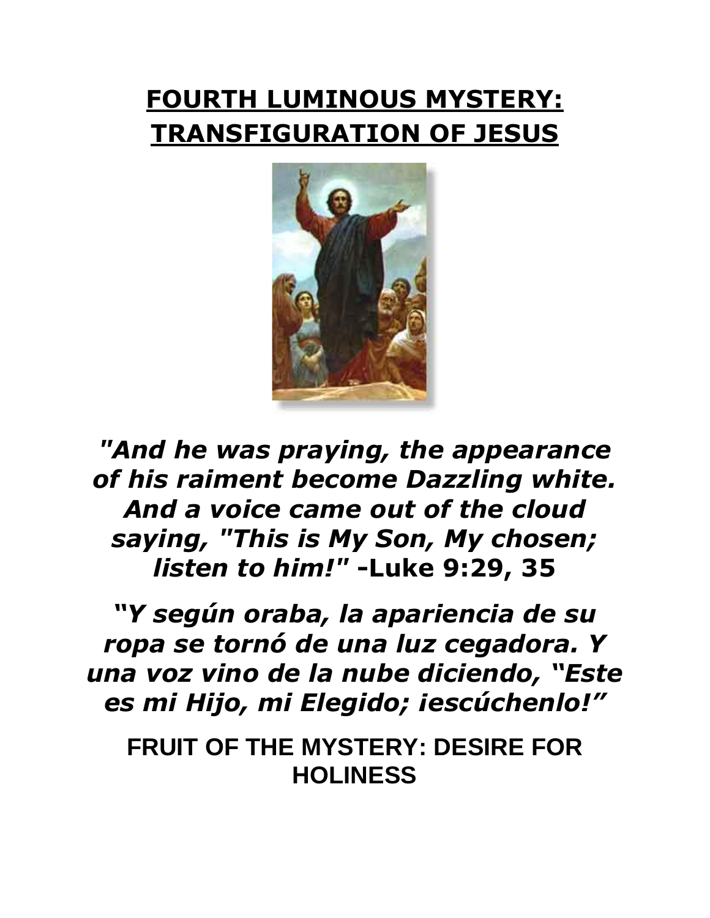# FOURTH LUMINOUS MYSTERY: TRANSFIGURATION OF JESUS

***"And he was praying, the appearance of his raiment become Dazzling white. And a voice came out of the cloud saying, "This is My Son, My chosen; listen to him!"* -Luke 9:29, 35**

***"Y según oraba, la apariencia de su ropa se tornó de una luz cegadora. Y una voz vino de la nube diciendo, "Este es mi Hijo, mi Elegido; iescúchenlo!"***

**FRUIT OF THE MYSTERY: DESIRE FOR HOLINESS**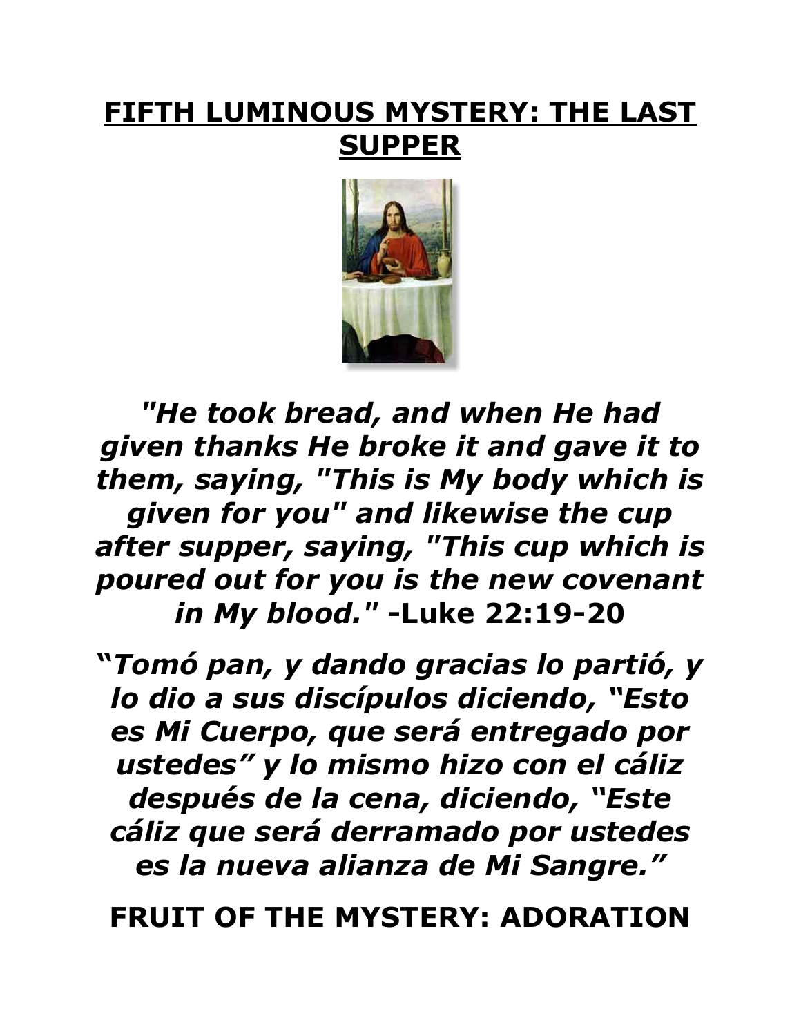# **<u>FIFTH LUMINOUS MYSTERY: THE LAST SUPPER</u>**

***"He took bread, and when He had given thanks He broke it and gave it to them, saying, "This is My body which is given for you" and likewise the cup after supper, saying, "This cup which is poured out for you is the new covenant in My blood."* -Luke 22:19-20**

***"Tomó pan, y dando gracias lo partió, y lo dio a sus discípulos diciendo, "Esto es Mi Cuerpo, que será entregado por ustedes" y lo mismo hizo con el cáliz después de la cena, diciendo, "Este cáliz que será derramado por ustedes es la nueva alianza de Mi Sangre."***

**FRUIT OF THE MYSTERY: ADORATION**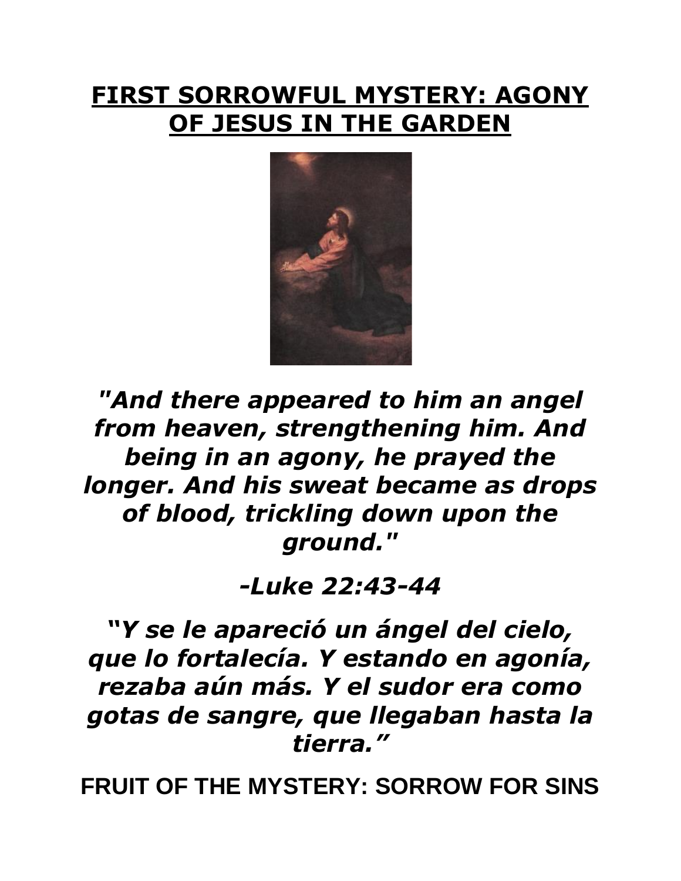# FIRST SORROWFUL MYSTERY: AGONY OF JESUS IN THE GARDEN

*"And there appeared to him an angel from heaven, strengthening him. And being in an agony, he prayed the longer. And his sweat became as drops of blood, trickling down upon the ground."*

*-Luke 22:43-44*

*"Y se le apareció un ángel del cielo, que lo fortalecía. Y estando en agonía, rezaba aún más. Y el sudor era como gotas de sangre, que llegaban hasta la tierra."*

**FRUIT OF THE MYSTERY: SORROW FOR SINS**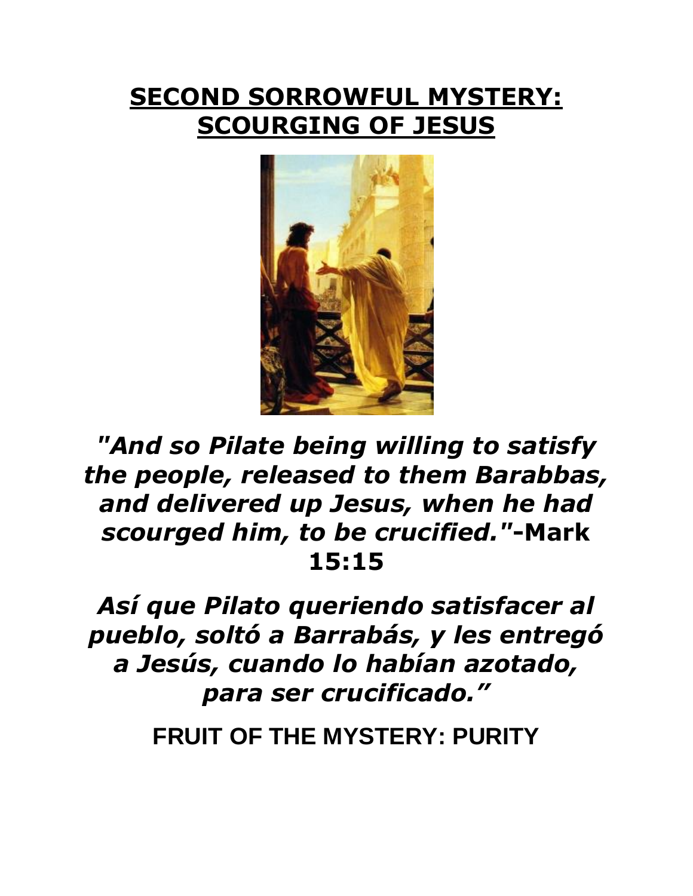# SECOND SORROWFUL MYSTERY: SCOURGING OF JESUS

***"And so Pilate being willing to satisfy the people, released to them Barabbas, and delivered up Jesus, when he had scourged him, to be crucified."*-Mark 15:15**

***Así que Pilato queriendo satisfacer al pueblo, soltó a Barrabás, y les entregó a Jesús, cuando lo habían azotado, para ser crucificado."***

**FRUIT OF THE MYSTERY: PURITY**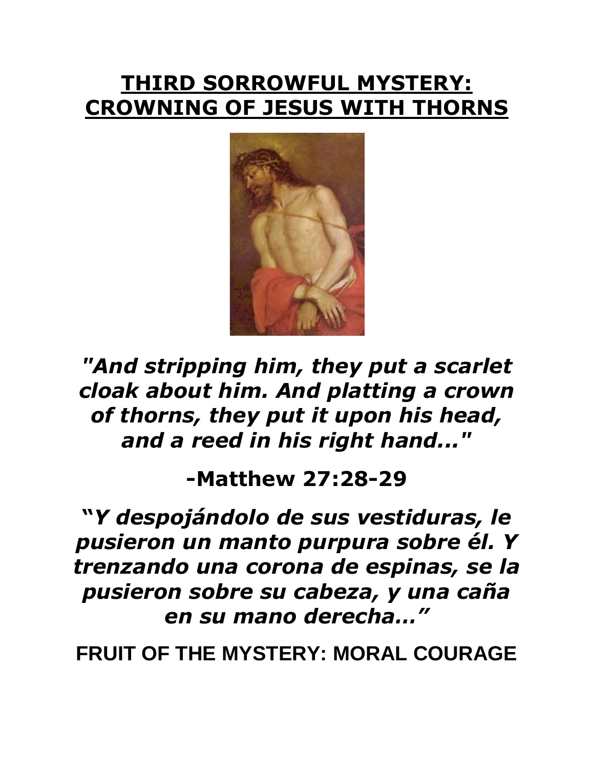# <u>THIRD SORROWFUL MYSTERY: CROWNING OF JESUS WITH THORNS</u>

***"And stripping him, they put a scarlet cloak about him. And platting a crown of thorns, they put it upon his head, and a reed in his right hand..."***

**-Matthew 27:28-29**

***"Y despojándolo de sus vestiduras, le pusieron un manto purpura sobre él. Y trenzando una corona de espinas, se la pusieron sobre su cabeza, y una caña en su mano derecha…"***

**FRUIT OF THE MYSTERY: MORAL COURAGE**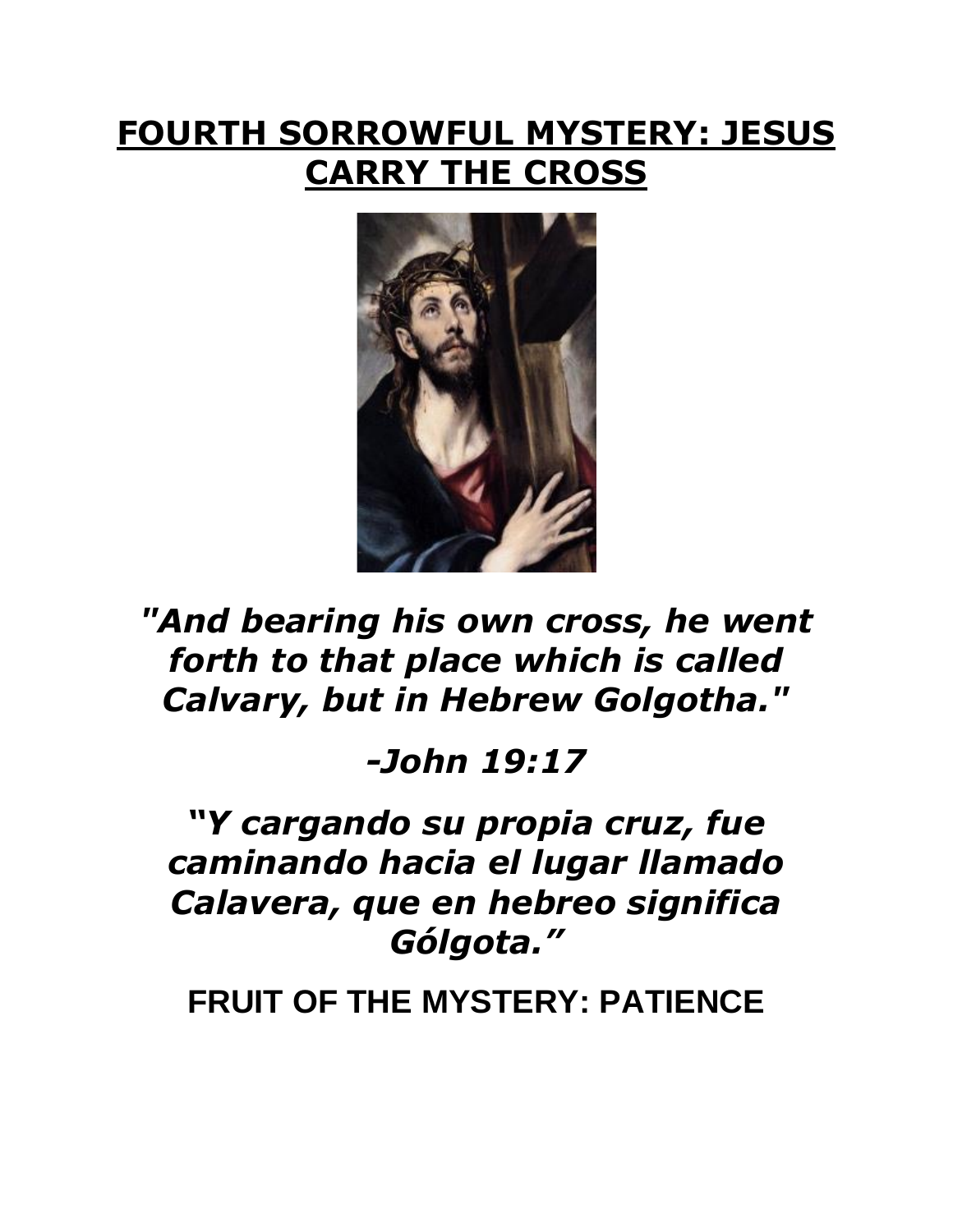# FOURTH SORROWFUL MYSTERY: JESUS CARRY THE CROSS

***"And bearing his own cross, he went forth to that place which is called Calvary, but in Hebrew Golgotha."***

***-John 19:17***

***"Y cargando su propia cruz, fue caminando hacia el lugar llamado Calavera, que en hebreo significa Gólgota."***

**FRUIT OF THE MYSTERY: PATIENCE**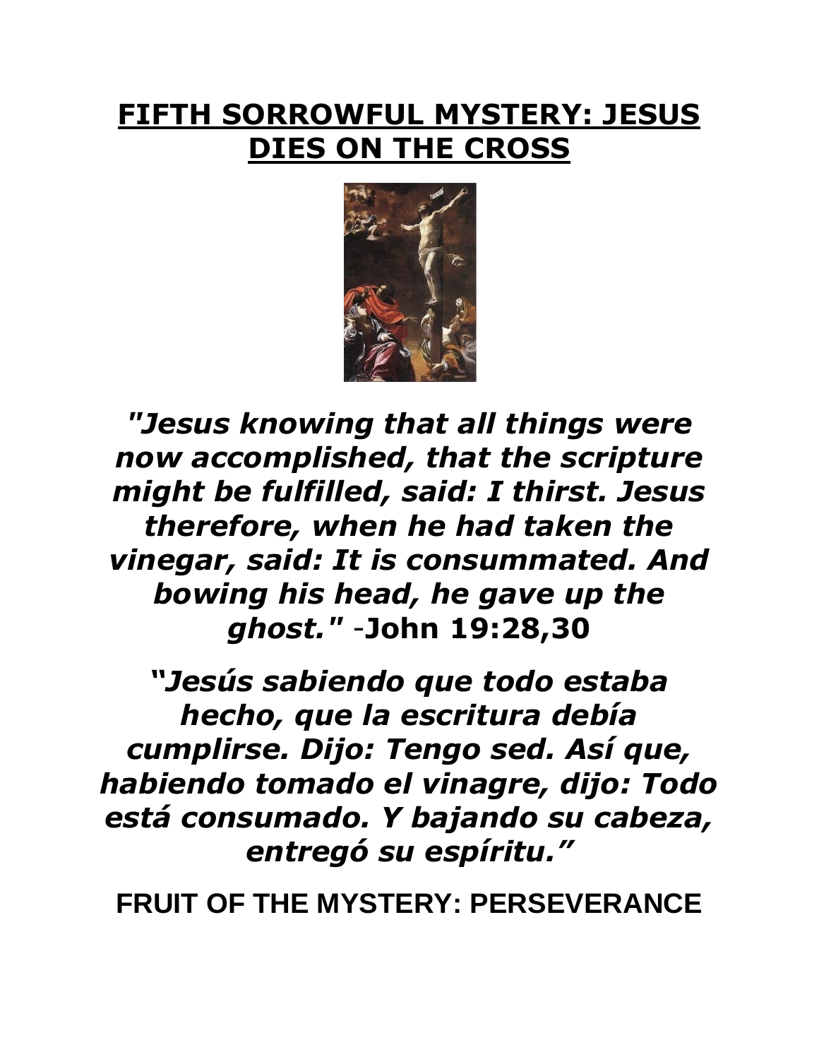# **FIFTH SORROWFUL MYSTERY: JESUS DIES ON THE CROSS**

***"Jesus knowing that all things were now accomplished, that the scripture might be fulfilled, said: I thirst. Jesus therefore, when he had taken the vinegar, said: It is consummated. And bowing his head, he gave up the ghost."*** -**John 19:28,30**

***"Jesús sabiendo que todo estaba hecho, que la escritura debía cumplirse. Dijo: Tengo sed. Así que, habiendo tomado el vinagre, dijo: Todo está consumado. Y bajando su cabeza, entregó su espíritu."***

**FRUIT OF THE MYSTERY: PERSEVERANCE**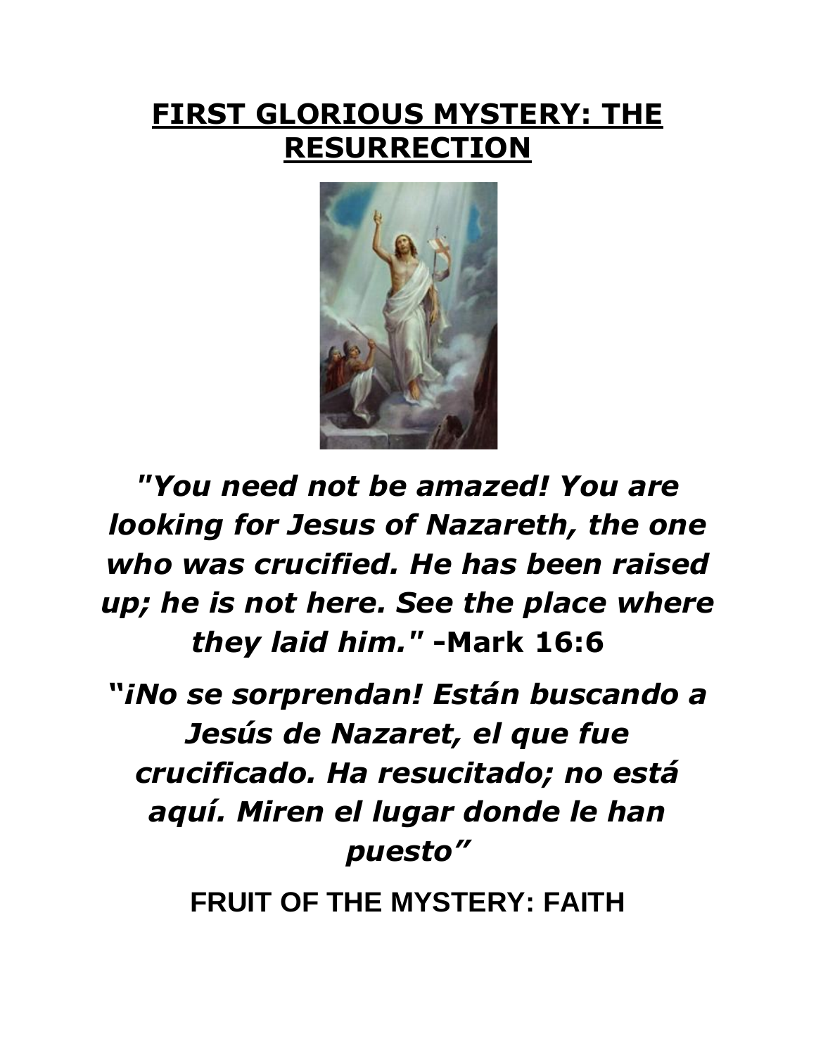# FIRST GLORIOUS MYSTERY: THE RESURRECTION

***"You need not be amazed! You are looking for Jesus of Nazareth, the one who was crucified. He has been raised up; he is not here. See the place where they laid him."*** **-Mark 16:6**

***"¡No se sorprendan! Están buscando a Jesús de Nazaret, el que fue crucificado. Ha resucitado; no está aquí. Miren el lugar donde le han puesto"***

**FRUIT OF THE MYSTERY: FAITH**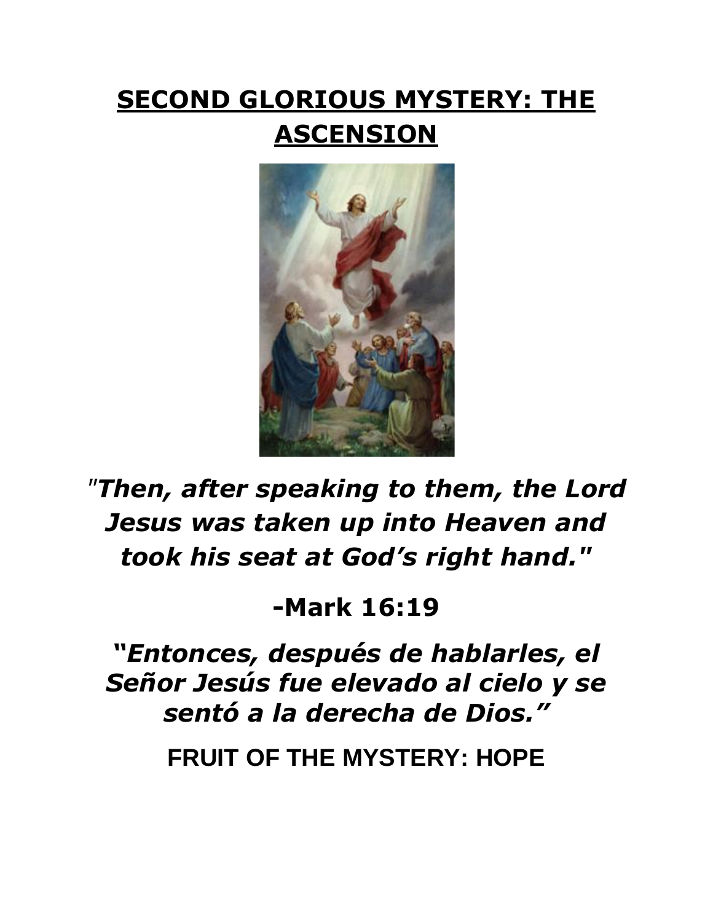# SECOND GLORIOUS MYSTERY: THE ASCENSION

***"Then, after speaking to them, the Lord Jesus was taken up into Heaven and took his seat at God's right hand."***

**-Mark 16:19**

***"Entonces, después de hablarles, el Señor Jesús fue elevado al cielo y se sentó a la derecha de Dios."***

**FRUIT OF THE MYSTERY: HOPE**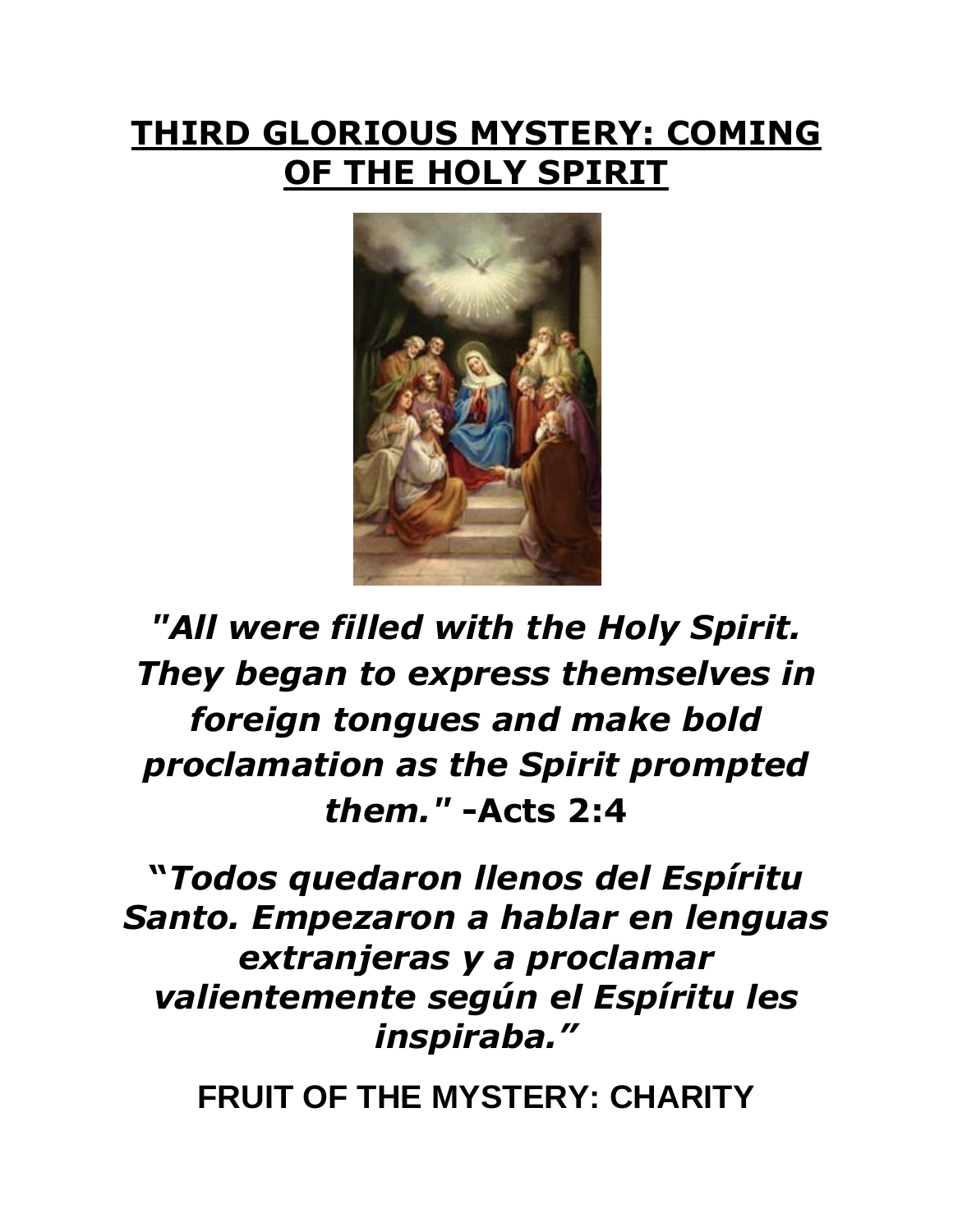# THIRD GLORIOUS MYSTERY: COMING OF THE HOLY SPIRIT

***"All were filled with the Holy Spirit. They began to express themselves in foreign tongues and make bold proclamation as the Spirit prompted them."* -Acts 2:4**

***"Todos quedaron llenos del Espíritu Santo. Empezaron a hablar en lenguas extranjeras y a proclamar valientemente según el Espíritu les inspiraba."***

**FRUIT OF THE MYSTERY: CHARITY**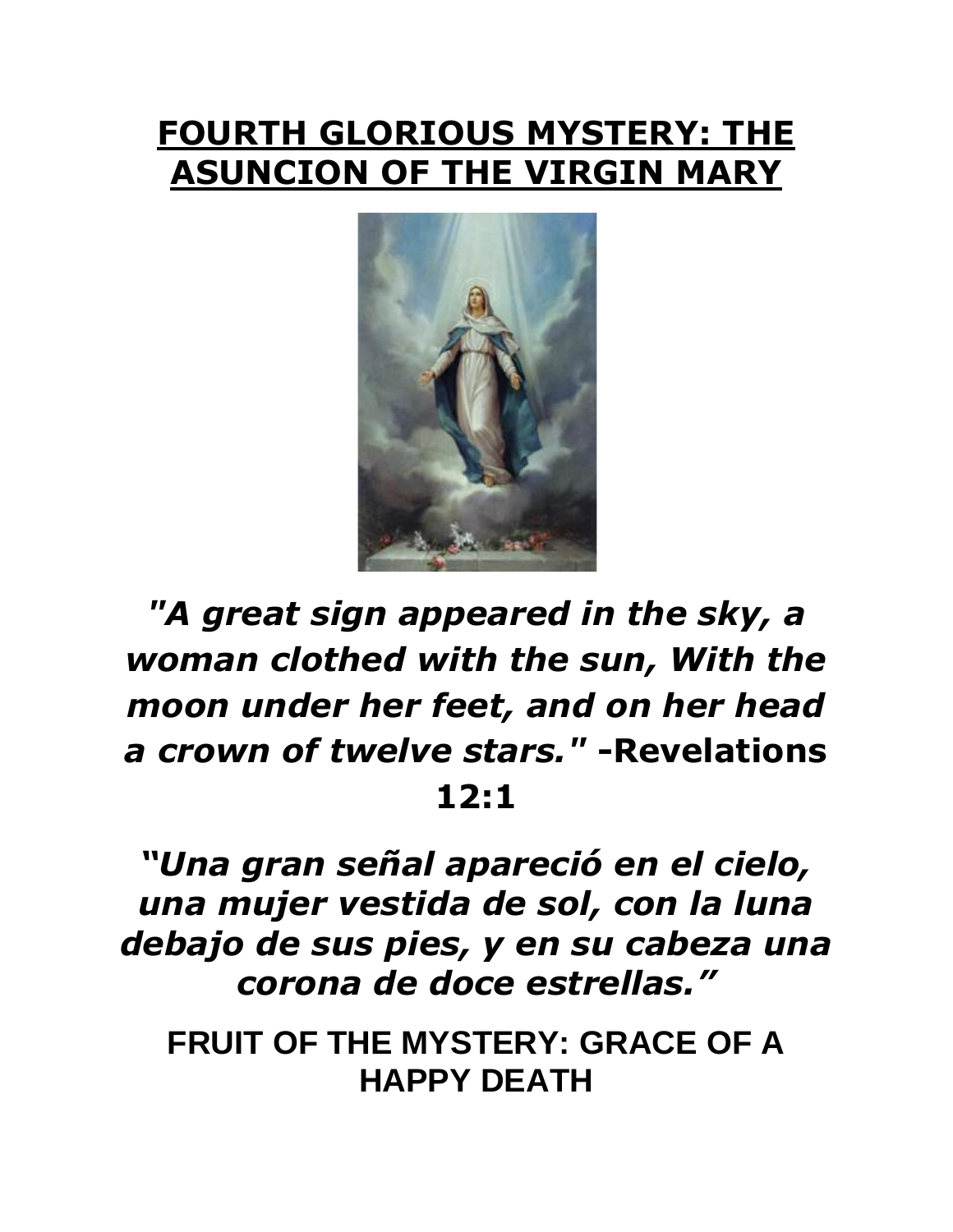# FOURTH GLORIOUS MYSTERY: THE ASUNCION OF THE VIRGIN MARY

*"A great sign appeared in the sky, a woman clothed with the sun, With the moon under her feet, and on her head a crown of twelve stars."* **-Revelations 12:1**

*"Una gran señal apareció en el cielo, una mujer vestida de sol, con la luna debajo de sus pies, y en su cabeza una corona de doce estrellas."*

**FRUIT OF THE MYSTERY: GRACE OF A HAPPY DEATH**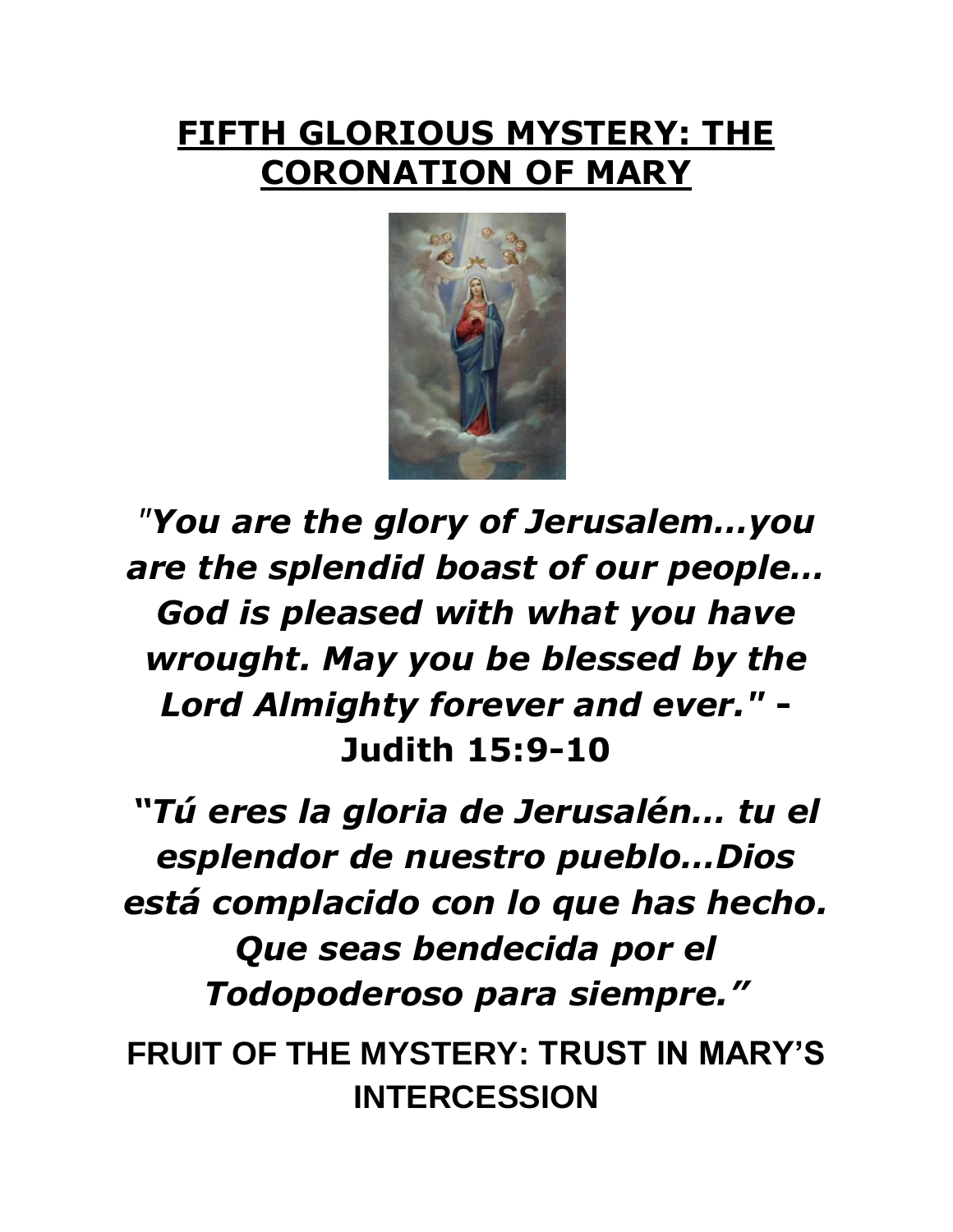# FIFTH GLORIOUS MYSTERY: THE CORONATION OF MARY

*"You are the glory of Jerusalem…you are the splendid boast of our people… God is pleased with what you have wrought. May you be blessed by the Lord Almighty forever and ever."* **- Judith 15:9-10**

*"Tú eres la gloria de Jerusalén… tu el esplendor de nuestro pueblo…Dios está complacido con lo que has hecho. Que seas bendecida por el Todopoderoso para siempre."*

**FRUIT OF THE MYSTERY: TRUST IN MARY'S INTERCESSION**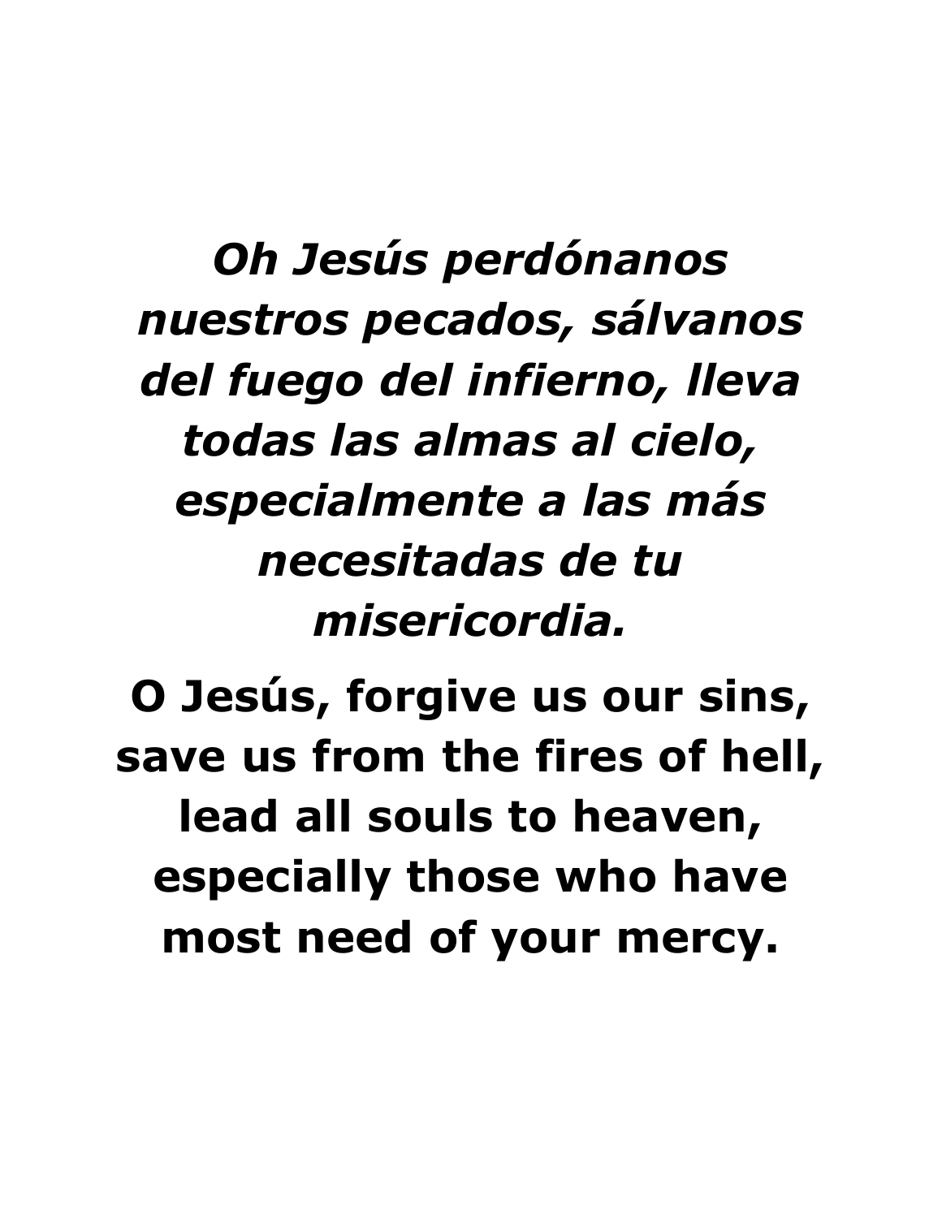***Oh Jesús perdónanos nuestros pecados, sálvanos del fuego del infierno, lleva todas las almas al cielo, especialmente a las más necesitadas de tu misericordia.***

**O Jesús, forgive us our sins, save us from the fires of hell, lead all souls to heaven, especially those who have most need of your mercy.**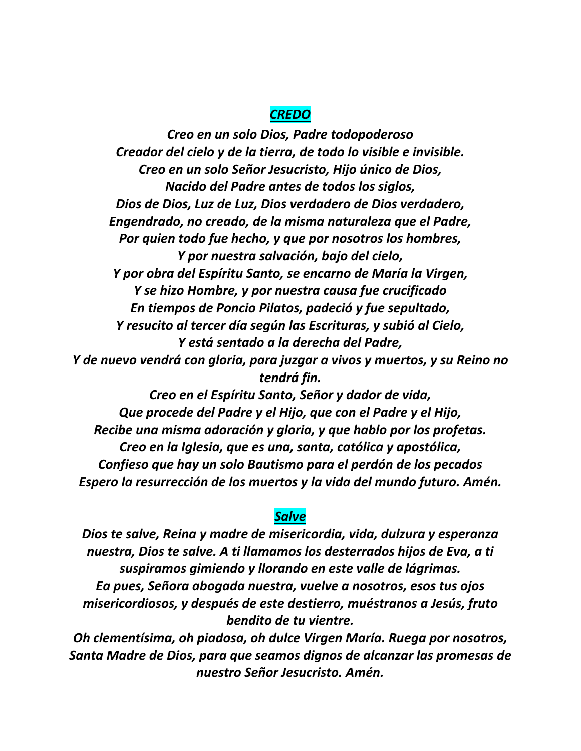## ***CREDO***

***Creo en un solo Dios, Padre todopoderoso***
***Creador del cielo y de la tierra, de todo lo visible e invisible.***
***Creo en un solo Señor Jesucristo, Hijo único de Dios,***
***Nacido del Padre antes de todos los siglos,***
***Dios de Dios, Luz de Luz, Dios verdadero de Dios verdadero,***
***Engendrado, no creado, de la misma naturaleza que el Padre,***
***Por quien todo fue hecho, y que por nosotros los hombres,***
***Y por nuestra salvación, bajo del cielo,***
***Y por obra del Espíritu Santo, se encarno de María la Virgen,***
***Y se hizo Hombre, y por nuestra causa fue crucificado***
***En tiempos de Poncio Pilatos, padeció y fue sepultado,***
***Y resucito al tercer día según las Escrituras, y subió al Cielo,***
***Y está sentado a la derecha del Padre,***
***Y de nuevo vendrá con gloria, para juzgar a vivos y muertos, y su Reino no tendrá fin.***
***Creo en el Espíritu Santo, Señor y dador de vida,***
***Que procede del Padre y el Hijo, que con el Padre y el Hijo,***
***Recibe una misma adoración y gloria, y que hablo por los profetas.***
***Creo en la Iglesia, que es una, santa, católica y apostólica,***
***Confieso que hay un solo Bautismo para el perdón de los pecados***
***Espero la resurrección de los muertos y la vida del mundo futuro. Amén.***

## ***Salve***

***Dios te salve, Reina y madre de misericordia, vida, dulzura y esperanza nuestra, Dios te salve. A ti llamamos los desterrados hijos de Eva, a ti suspiramos gimiendo y llorando en este valle de lágrimas.***
***Ea pues, Señora abogada nuestra, vuelve a nosotros, esos tus ojos misericordiosos, y después de este destierro, muéstranos a Jesús, fruto bendito de tu vientre.***
***Oh clementísima, oh piadosa, oh dulce Virgen María. Ruega por nosotros, Santa Madre de Dios, para que seamos dignos de alcanzar las promesas de nuestro Señor Jesucristo. Amén.***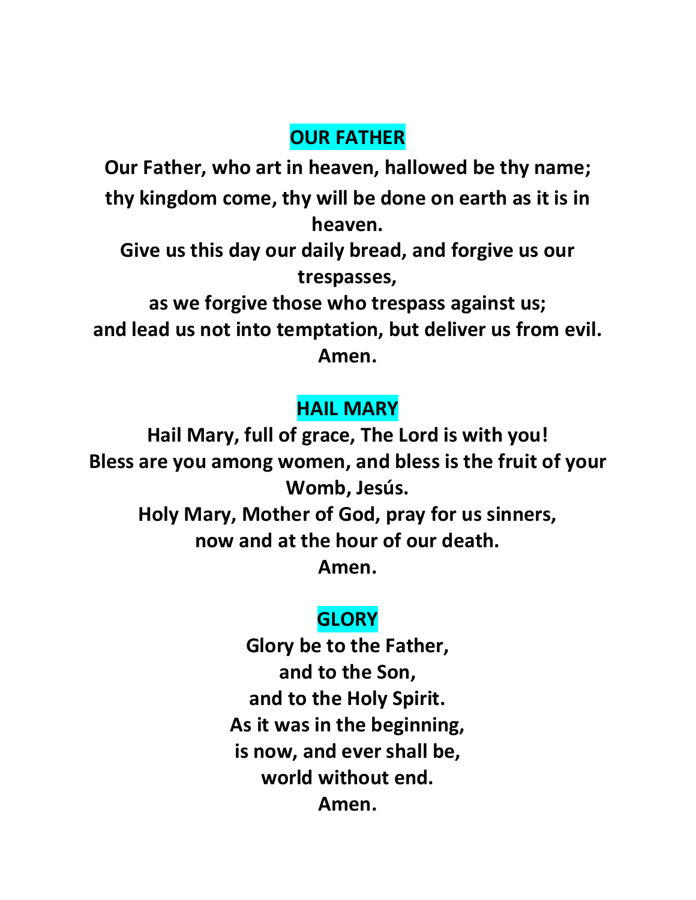## OUR FATHER

**Our Father, who art in heaven, hallowed be thy name;**
**thy kingdom come, thy will be done on earth as it is in heaven.**
**Give us this day our daily bread, and forgive us our trespasses,**
**as we forgive those who trespass against us;**
**and lead us not into temptation, but deliver us from evil.**
**Amen.**

## HAIL MARY

**Hail Mary, full of grace, The Lord is with you!**
**Bless are you among women, and bless is the fruit of your Womb, Jesús.**
**Holy Mary, Mother of God, pray for us sinners,**
**now and at the hour of our death.**
**Amen.**

## GLORY

**Glory be to the Father,**
**and to the Son,**
**and to the Holy Spirit.**
**As it was in the beginning,**
**is now, and ever shall be,**
**world without end.**
**Amen.**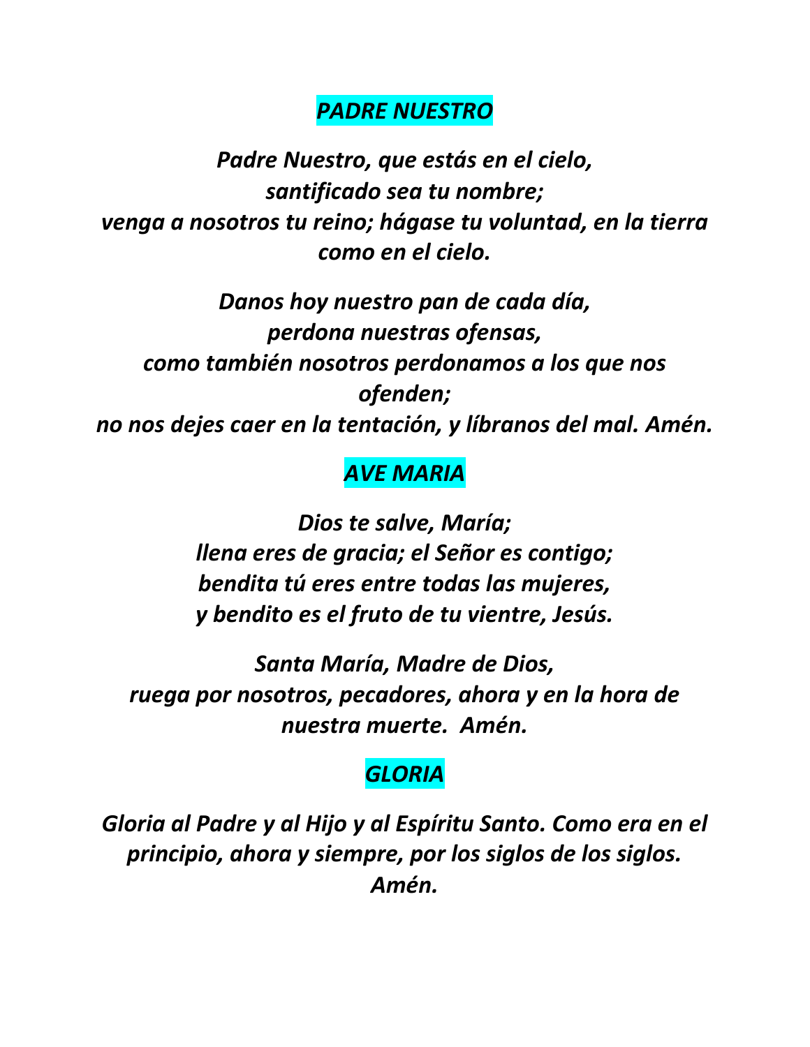## *PADRE NUESTRO*

***Padre Nuestro, que estás en el cielo,
santificado sea tu nombre;
venga a nosotros tu reino; hágase tu voluntad, en la tierra como en el cielo.***

***Danos hoy nuestro pan de cada día,
perdona nuestras ofensas,
como también nosotros perdonamos a los que nos ofenden;
no nos dejes caer en la tentación, y líbranos del mal. Amén.***

## *AVE MARIA*

***Dios te salve, María;
llena eres de gracia; el Señor es contigo;
bendita tú eres entre todas las mujeres,
y bendito es el fruto de tu vientre, Jesús.***

***Santa María, Madre de Dios,
ruega por nosotros, pecadores, ahora y en la hora de nuestra muerte. Amén.***

## *GLORIA*

***Gloria al Padre y al Hijo y al Espíritu Santo. Como era en el principio, ahora y siempre, por los siglos de los siglos. Amén.***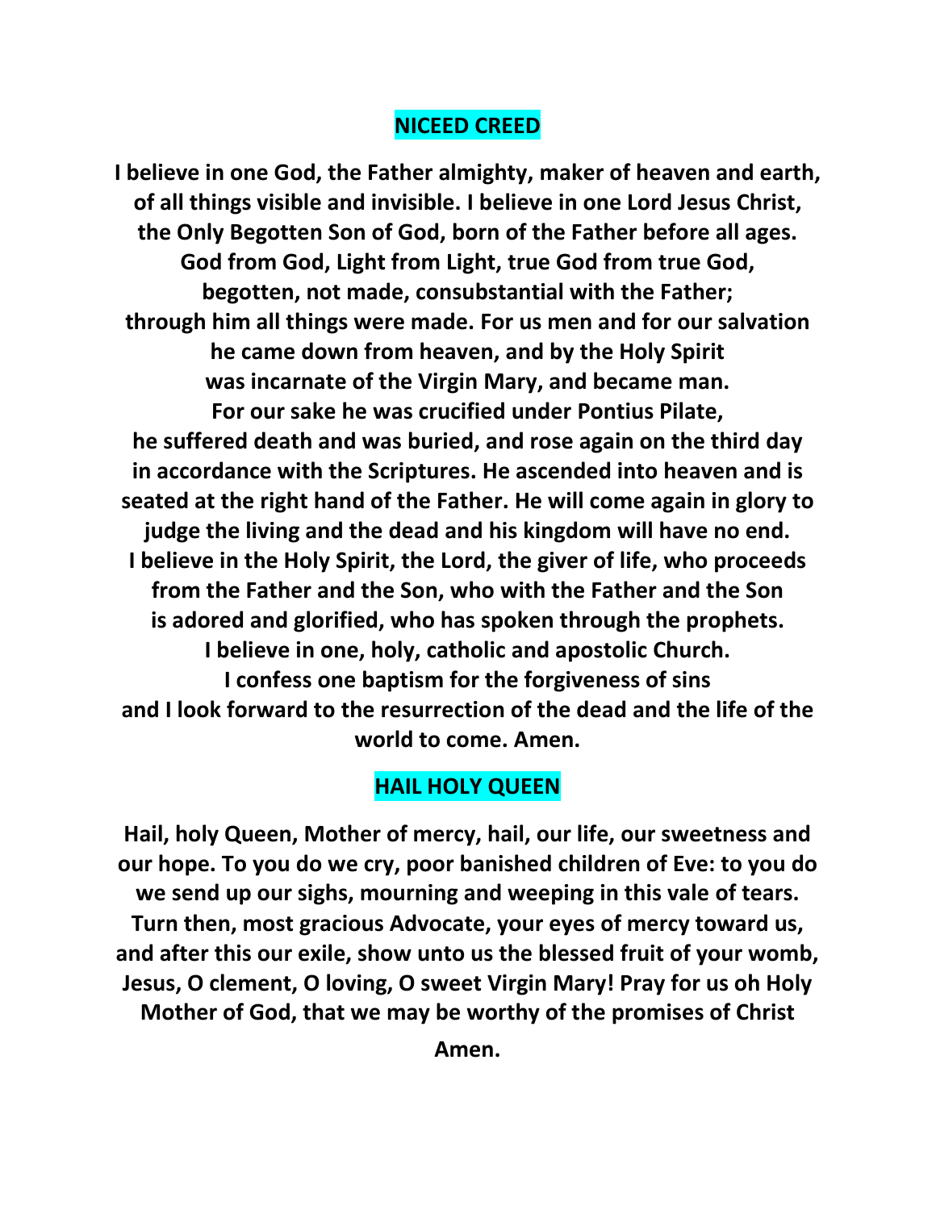## NICEED CREED

**I believe in one God, the Father almighty, maker of heaven and earth, of all things visible and invisible. I believe in one Lord Jesus Christ, the Only Begotten Son of God, born of the Father before all ages. God from God, Light from Light, true God from true God, begotten, not made, consubstantial with the Father; through him all things were made. For us men and for our salvation he came down from heaven, and by the Holy Spirit was incarnate of the Virgin Mary, and became man. For our sake he was crucified under Pontius Pilate, he suffered death and was buried, and rose again on the third day in accordance with the Scriptures. He ascended into heaven and is seated at the right hand of the Father. He will come again in glory to judge the living and the dead and his kingdom will have no end. I believe in the Holy Spirit, the Lord, the giver of life, who proceeds from the Father and the Son, who with the Father and the Son is adored and glorified, who has spoken through the prophets. I believe in one, holy, catholic and apostolic Church. I confess one baptism for the forgiveness of sins and I look forward to the resurrection of the dead and the life of the world to come. Amen.**

## HAIL HOLY QUEEN

**Hail, holy Queen, Mother of mercy, hail, our life, our sweetness and our hope. To you do we cry, poor banished children of Eve: to you do we send up our sighs, mourning and weeping in this vale of tears. Turn then, most gracious Advocate, your eyes of mercy toward us, and after this our exile, show unto us the blessed fruit of your womb, Jesus, O clement, O loving, O sweet Virgin Mary! Pray for us oh Holy Mother of God, that we may be worthy of the promises of Christ**

**Amen.**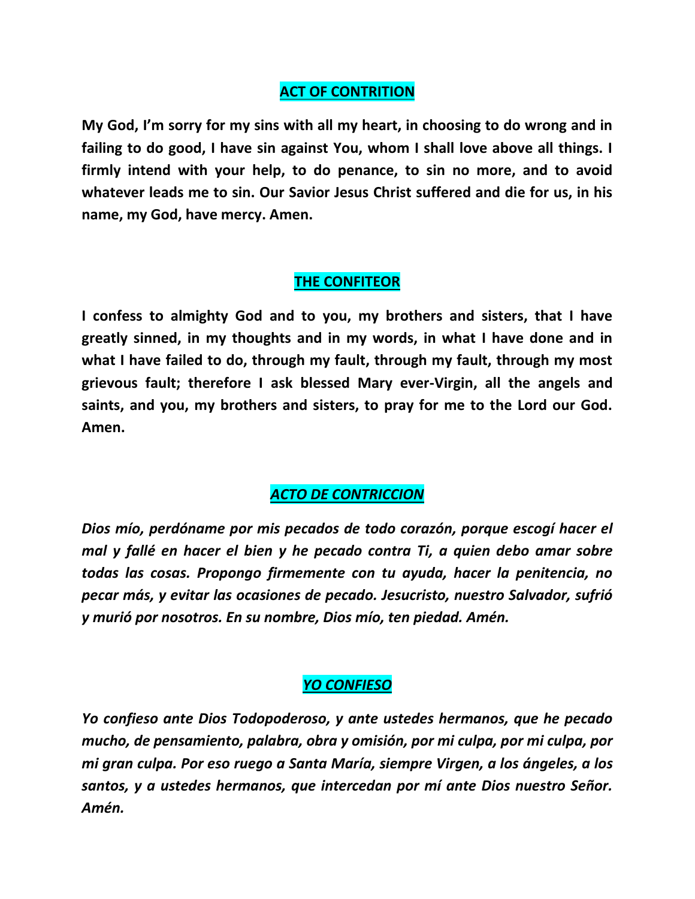## ACT OF CONTRITION

**My God, I'm sorry for my sins with all my heart, in choosing to do wrong and in failing to do good, I have sin against You, whom I shall love above all things. I firmly intend with your help, to do penance, to sin no more, and to avoid whatever leads me to sin. Our Savior Jesus Christ suffered and die for us, in his name, my God, have mercy. Amen.**

## THE CONFITEOR

**I confess to almighty God and to you, my brothers and sisters, that I have greatly sinned, in my thoughts and in my words, in what I have done and in what I have failed to do, through my fault, through my fault, through my most grievous fault; therefore I ask blessed Mary ever-Virgin, all the angels and saints, and you, my brothers and sisters, to pray for me to the Lord our God. Amen.**

## *ACTO DE CONTRICCION*

***Dios mío, perdóname por mis pecados de todo corazón, porque escogí hacer el mal y fallé en hacer el bien y he pecado contra Ti, a quien debo amar sobre todas las cosas. Propongo firmemente con tu ayuda, hacer la penitencia, no pecar más, y evitar las ocasiones de pecado. Jesucristo, nuestro Salvador, sufrió y murió por nosotros. En su nombre, Dios mío, ten piedad. Amén.***

## *YO CONFIESO*

***Yo confieso ante Dios Todopoderoso, y ante ustedes hermanos, que he pecado mucho, de pensamiento, palabra, obra y omisión, por mi culpa, por mi culpa, por mi gran culpa. Por eso ruego a Santa María, siempre Virgen, a los ángeles, a los santos, y a ustedes hermanos, que intercedan por mí ante Dios nuestro Señor. Amén.***